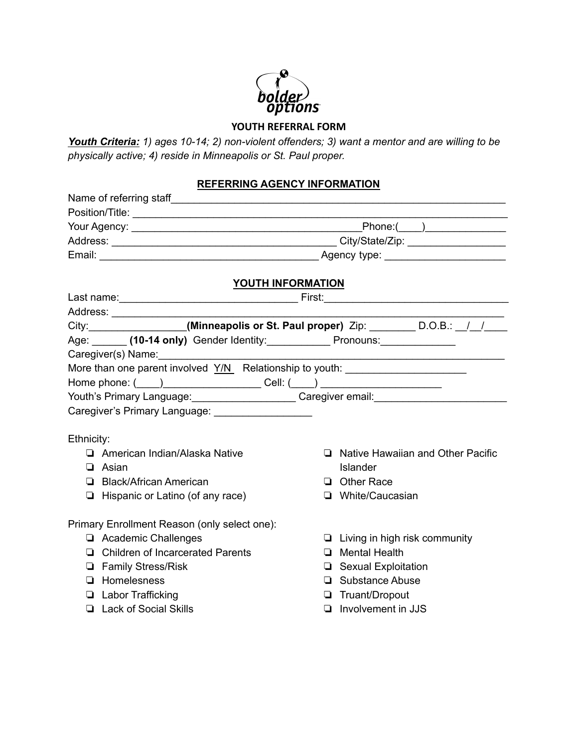bolder options

# YOUTH REFERRAL FORM

***Youth Criteria:*** *1) ages 10-14; 2) non-violent offenders; 3) want a mentor and are willing to be physically active; 4) reside in Minneapolis or St. Paul proper.*

## REFERRING AGENCY INFORMATION

Name of referring staff______________________________________________________________

Position/Title: _____________________________________________________________________

Your Agency: ________________________________________Phone:(____)______________

Address: ________________________________________ City/State/Zip: _________________

Email: ______________________________________ Agency type: _____________________

## YOUTH INFORMATION

Last name:_______________________________ First:_________________________________

Address: ___________________________________________________________________

City:_________________**(Minneapolis or St. Paul proper)** Zip: ________ D.O.B.: __/__/____

Age: ______ **(10-14 only)** Gender Identity:___________ Pronouns:_____________

Caregiver(s) Name:_____________________________________________________________

More than one parent involved Y/N Relationship to youth: _____________________

Home phone: (____)_________________ Cell: (____) _____________________

Youth's Primary Language:__________________ Caregiver email:_______________________

Caregiver's Primary Language: _________________

Ethnicity:

- ❏ American Indian/Alaska Native
- ❏ Asian
- ❏ Black/African American
- ❏ Hispanic or Latino (of any race)
- ❏ Native Hawaiian and Other Pacific Islander
- ❏ Other Race
- ❏ White/Caucasian

Primary Enrollment Reason (only select one):

- ❏ Academic Challenges
- ❏ Children of Incarcerated Parents
- ❏ Family Stress/Risk
- ❏ Homelessness
- ❏ Labor Trafficking
- ❏ Lack of Social Skills
- ❏ Living in high risk community
- ❏ Mental Health
- ❏ Sexual Exploitation
- ❏ Substance Abuse
- ❏ Truant/Dropout
- ❏ Involvement in JJS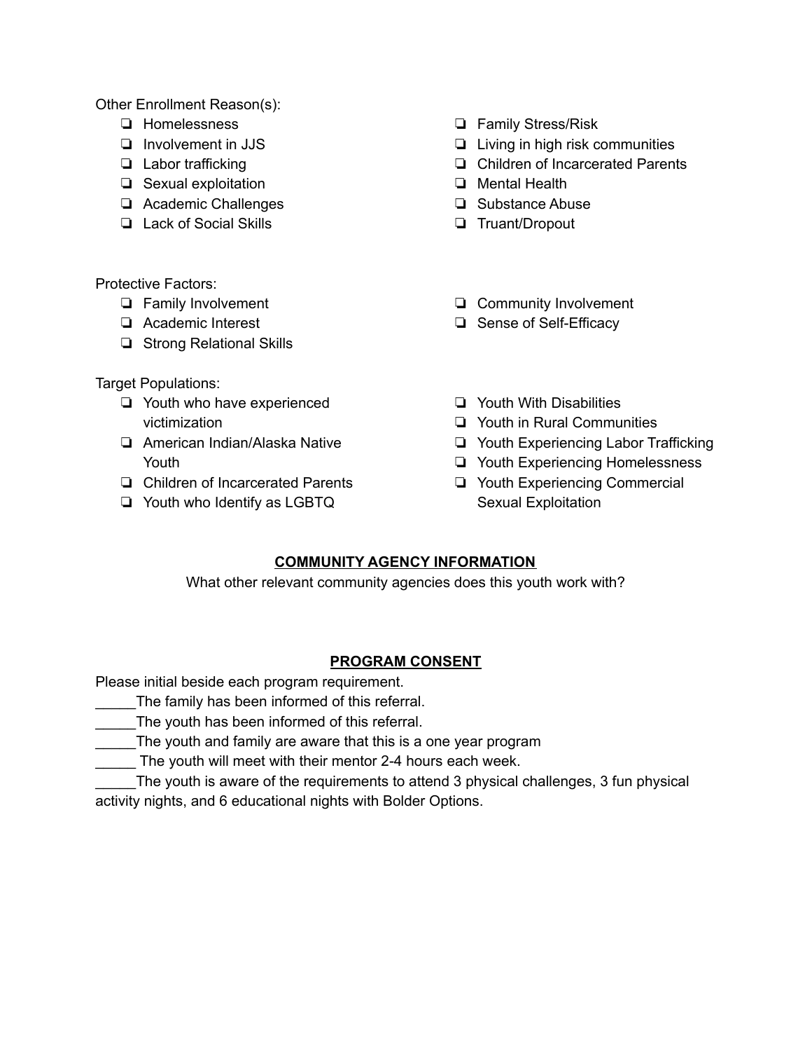Other Enrollment Reason(s):

- ❏ Homelessness
- ❏ Involvement in JJS
- ❏ Labor trafficking
- ❏ Sexual exploitation
- ❏ Academic Challenges
- ❏ Lack of Social Skills
- ❏ Family Stress/Risk
- ❏ Living in high risk communities
- ❏ Children of Incarcerated Parents
- ❏ Mental Health
- ❏ Substance Abuse
- ❏ Truant/Dropout

Protective Factors:

- ❏ Family Involvement
- ❏ Academic Interest
- ❏ Strong Relational Skills
- ❏ Community Involvement
- ❏ Sense of Self-Efficacy

Target Populations:

- ❏ Youth who have experienced victimization
- ❏ American Indian/Alaska Native Youth
- ❏ Children of Incarcerated Parents
- ❏ Youth who Identify as LGBTQ
- ❏ Youth With Disabilities
- ❏ Youth in Rural Communities
- ❏ Youth Experiencing Labor Trafficking
- ❏ Youth Experiencing Homelessness
- ❏ Youth Experiencing Commercial Sexual Exploitation

## COMMUNITY AGENCY INFORMATION

What other relevant community agencies does this youth work with?

## PROGRAM CONSENT

Please initial beside each program requirement.

_____The family has been informed of this referral.

_____The youth has been informed of this referral.

_____The youth and family are aware that this is a one year program

_____ The youth will meet with their mentor 2-4 hours each week.

_____The youth is aware of the requirements to attend 3 physical challenges, 3 fun physical activity nights, and 6 educational nights with Bolder Options.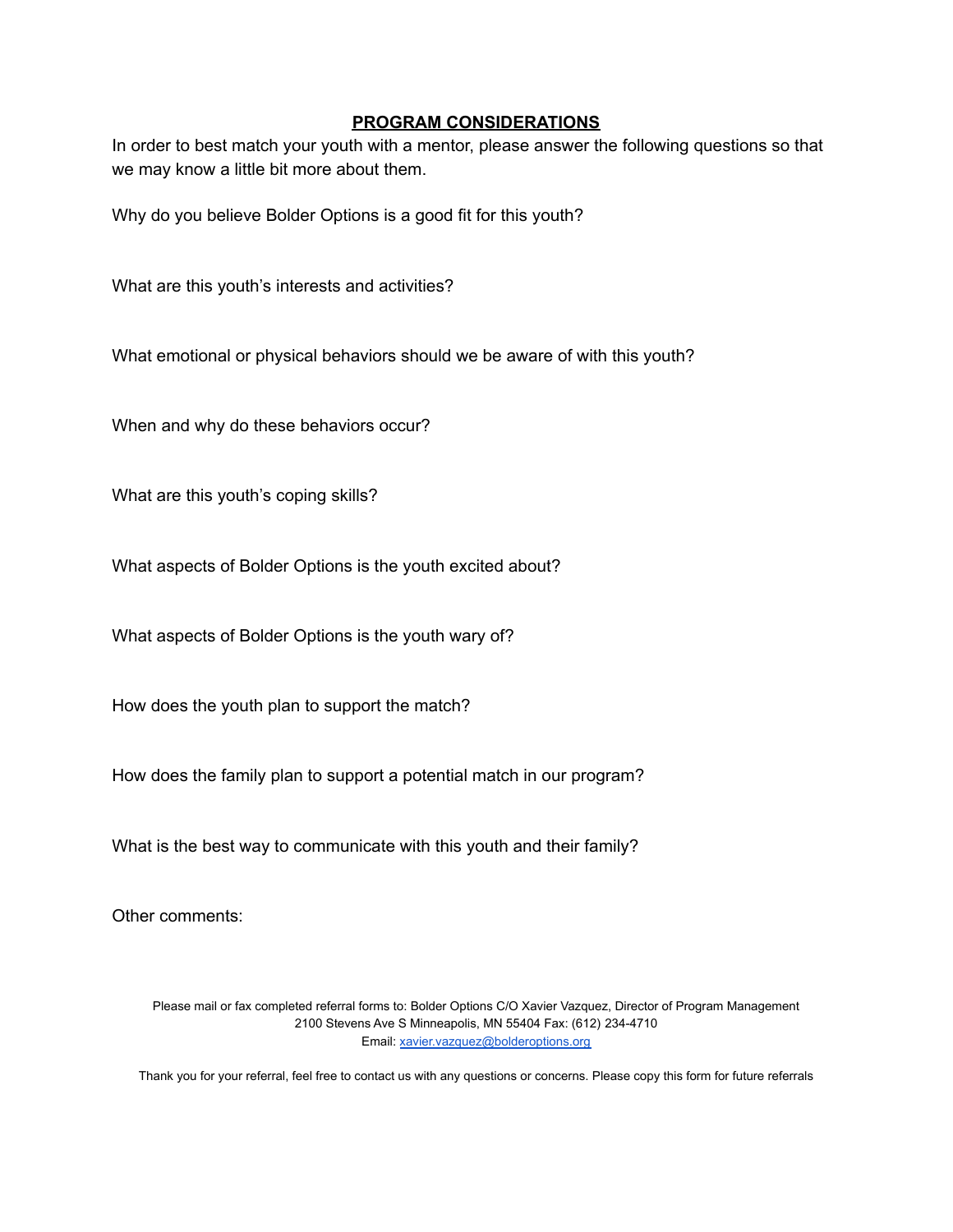## **PROGRAM CONSIDERATIONS**

In order to best match your youth with a mentor, please answer the following questions so that we may know a little bit more about them.

Why do you believe Bolder Options is a good fit for this youth?

What are this youth's interests and activities?

What emotional or physical behaviors should we be aware of with this youth?

When and why do these behaviors occur?

What are this youth's coping skills?

What aspects of Bolder Options is the youth excited about?

What aspects of Bolder Options is the youth wary of?

How does the youth plan to support the match?

How does the family plan to support a potential match in our program?

What is the best way to communicate with this youth and their family?

Other comments:

Please mail or fax completed referral forms to: Bolder Options C/O Xavier Vazquez, Director of Program Management
2100 Stevens Ave S Minneapolis, MN 55404 Fax: (612) 234-4710
Email: xavier.vazquez@bolderoptions.org

Thank you for your referral, feel free to contact us with any questions or concerns. Please copy this form for future referrals